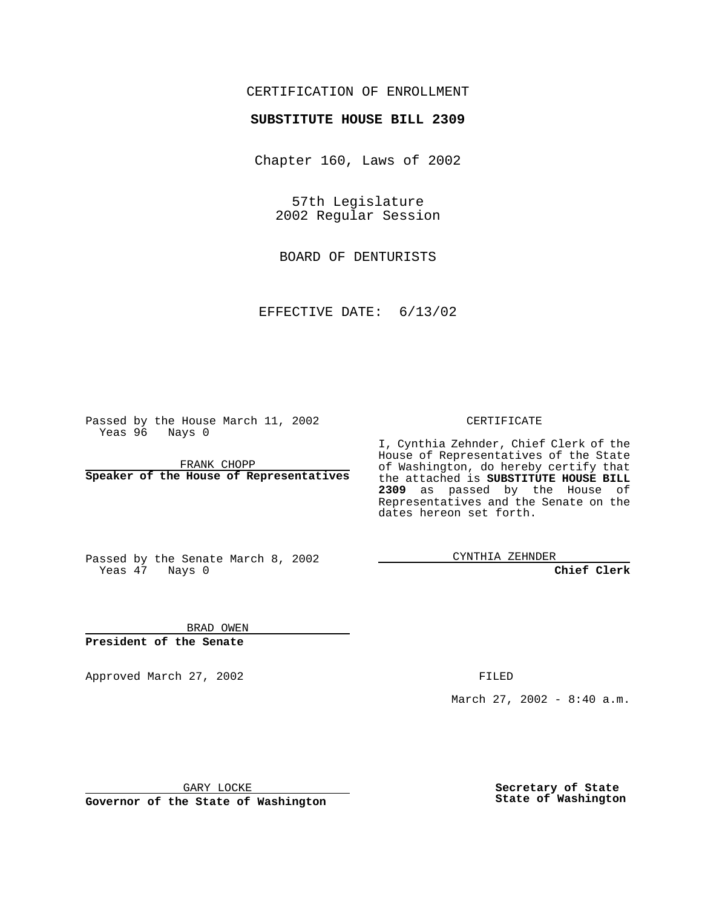CERTIFICATION OF ENROLLMENT

**SUBSTITUTE HOUSE BILL 2309**

Chapter 160, Laws of 2002

57th Legislature
2002 Regular Session

BOARD OF DENTURISTS

EFFECTIVE DATE: 6/13/02

Passed by the House March 11, 2002
Yeas 96 Nays 0

FRANK CHOPP

**Speaker of the House of Representatives**

Passed by the Senate March 8, 2002
Yeas 47 Nays 0

BRAD OWEN

**President of the Senate**

Approved March 27, 2002

GARY LOCKE

**Governor of the State of Washington**

CERTIFICATE

I, Cynthia Zehnder, Chief Clerk of the House of Representatives of the State of Washington, do hereby certify that the attached is **SUBSTITUTE HOUSE BILL 2309** as passed by the House of Representatives and the Senate on the dates hereon set forth.

CYNTHIA ZEHNDER

**Chief Clerk**

FILED

March 27, 2002 - 8:40 a.m.

**Secretary of State**
**State of Washington**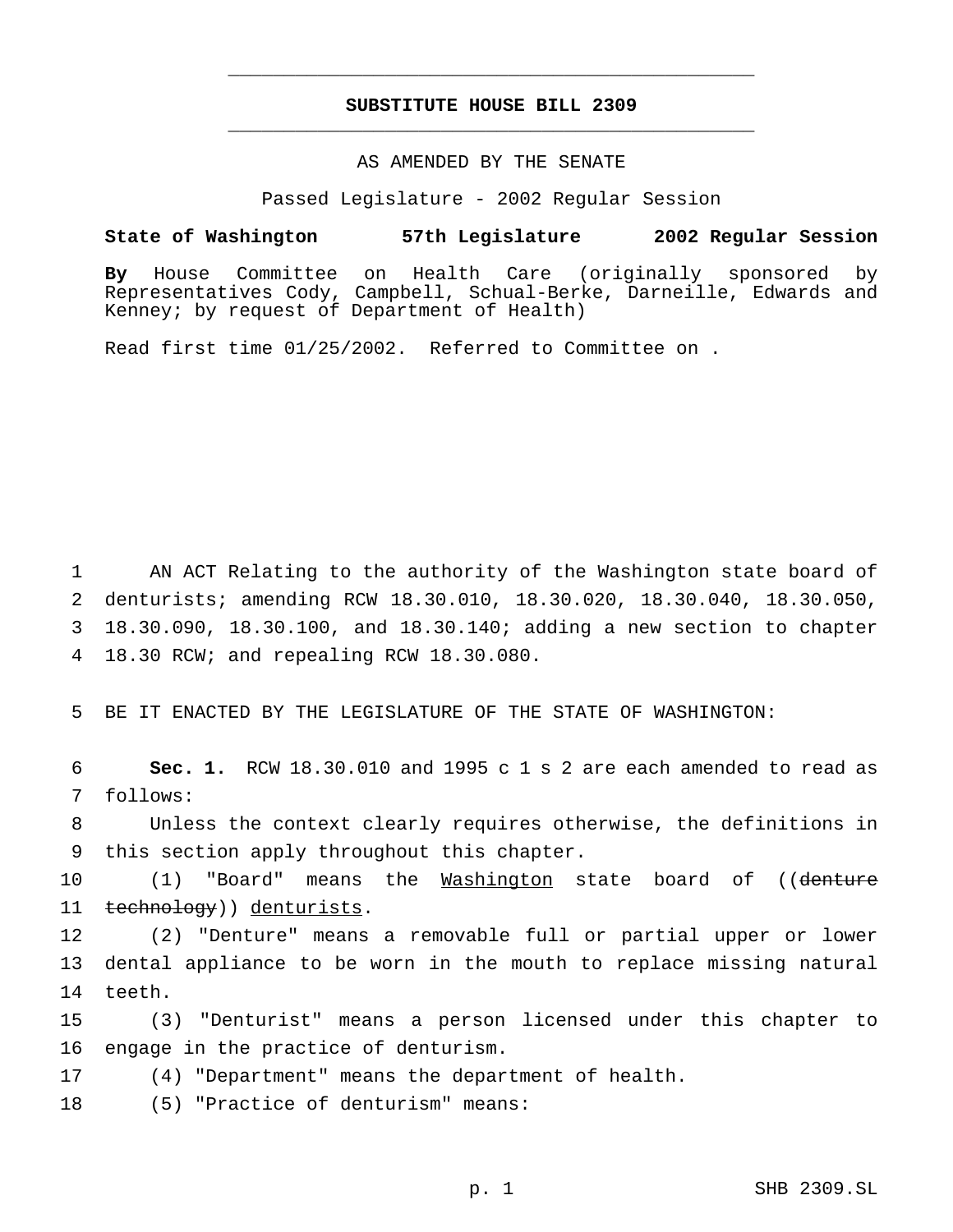# SUBSTITUTE HOUSE BILL 2309

AS AMENDED BY THE SENATE

Passed Legislature - 2002 Regular Session

**State of Washington 57th Legislature 2002 Regular Session**

**By** House Committee on Health Care (originally sponsored by Representatives Cody, Campbell, Schual-Berke, Darneille, Edwards and Kenney; by request of Department of Health)

Read first time 01/25/2002. Referred to Committee on .

1 AN ACT Relating to the authority of the Washington state board of
2 denturists; amending RCW 18.30.010, 18.30.020, 18.30.040, 18.30.050,
3 18.30.090, 18.30.100, and 18.30.140; adding a new section to chapter
4 18.30 RCW; and repealing RCW 18.30.080.

5 BE IT ENACTED BY THE LEGISLATURE OF THE STATE OF WASHINGTON:

6 **Sec. 1.** RCW 18.30.010 and 1995 c 1 s 2 are each amended to read as
7 follows:

8 Unless the context clearly requires otherwise, the definitions in
9 this section apply throughout this chapter.

10 (1) "Board" means the Washington state board of ((~~denture~~
11 ~~technology~~)) denturists.

12 (2) "Denture" means a removable full or partial upper or lower
13 dental appliance to be worn in the mouth to replace missing natural
14 teeth.

15 (3) "Denturist" means a person licensed under this chapter to
16 engage in the practice of denturism.

17 (4) "Department" means the department of health.

18 (5) "Practice of denturism" means: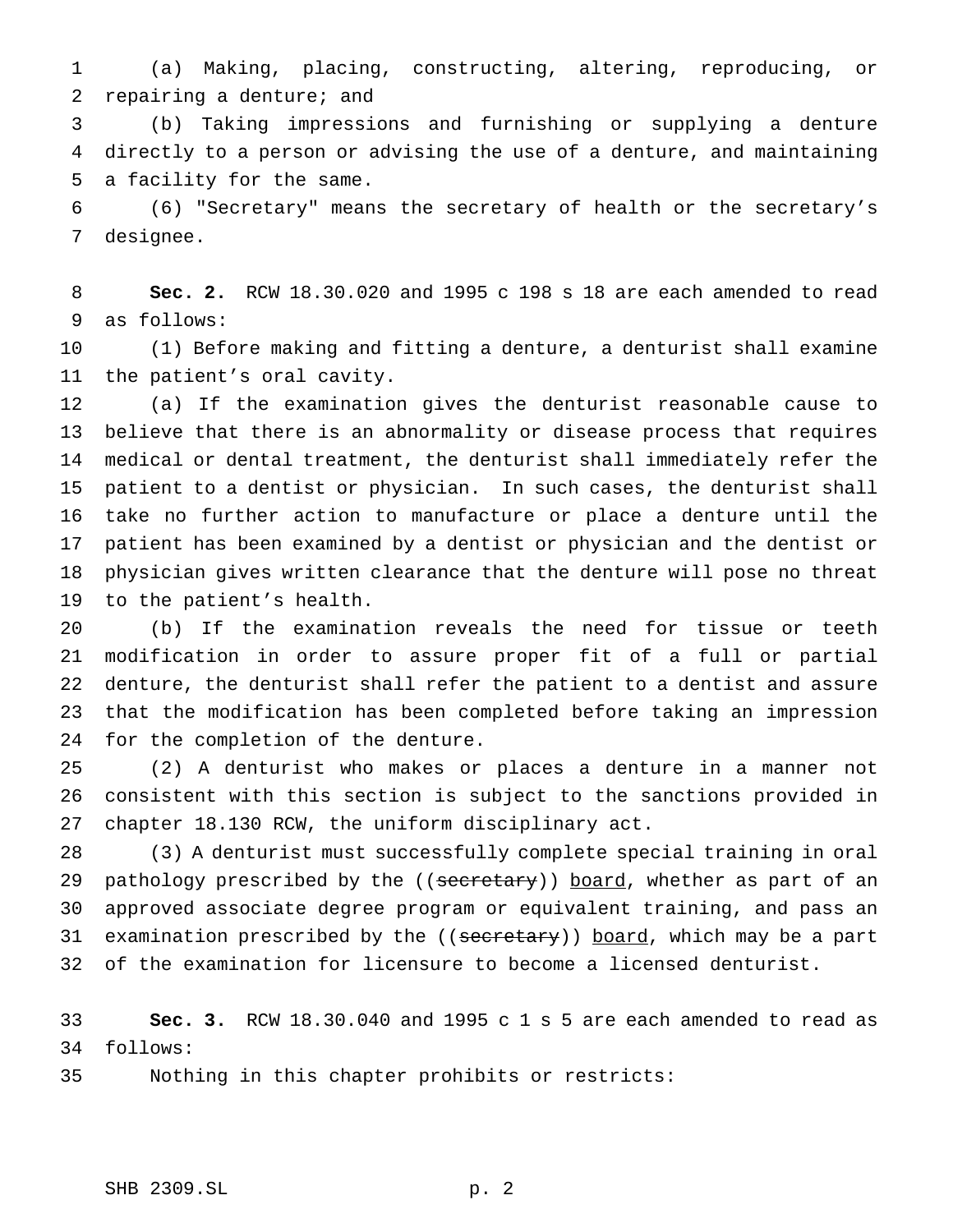(a) Making, placing, constructing, altering, reproducing, or repairing a denture; and

(b) Taking impressions and furnishing or supplying a denture directly to a person or advising the use of a denture, and maintaining a facility for the same.

(6) "Secretary" means the secretary of health or the secretary's designee.

**Sec. 2.** RCW 18.30.020 and 1995 c 198 s 18 are each amended to read as follows:

(1) Before making and fitting a denture, a denturist shall examine the patient's oral cavity.

(a) If the examination gives the denturist reasonable cause to believe that there is an abnormality or disease process that requires medical or dental treatment, the denturist shall immediately refer the patient to a dentist or physician. In such cases, the denturist shall take no further action to manufacture or place a denture until the patient has been examined by a dentist or physician and the dentist or physician gives written clearance that the denture will pose no threat to the patient's health.

(b) If the examination reveals the need for tissue or teeth modification in order to assure proper fit of a full or partial denture, the denturist shall refer the patient to a dentist and assure that the modification has been completed before taking an impression for the completion of the denture.

(2) A denturist who makes or places a denture in a manner not consistent with this section is subject to the sanctions provided in chapter 18.130 RCW, the uniform disciplinary act.

(3) A denturist must successfully complete special training in oral pathology prescribed by the ((~~secretary~~)) board, whether as part of an approved associate degree program or equivalent training, and pass an examination prescribed by the ((~~secretary~~)) board, which may be a part of the examination for licensure to become a licensed denturist.

**Sec. 3.** RCW 18.30.040 and 1995 c 1 s 5 are each amended to read as follows:

Nothing in this chapter prohibits or restricts: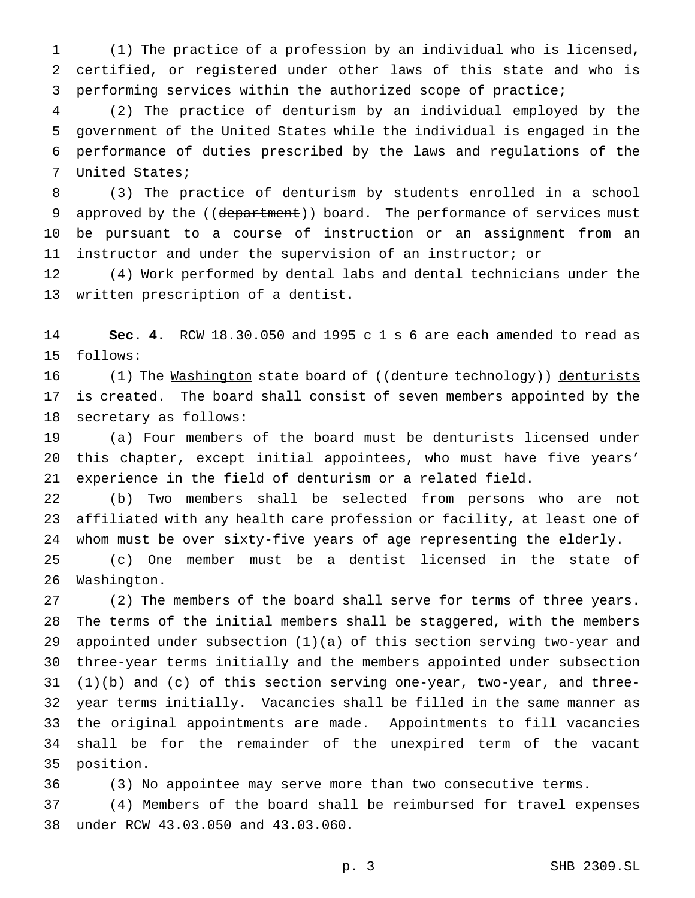(1) The practice of a profession by an individual who is licensed, certified, or registered under other laws of this state and who is performing services within the authorized scope of practice;

(2) The practice of denturism by an individual employed by the government of the United States while the individual is engaged in the performance of duties prescribed by the laws and regulations of the United States;

(3) The practice of denturism by students enrolled in a school approved by the ((~~department~~)) board. The performance of services must be pursuant to a course of instruction or an assignment from an instructor and under the supervision of an instructor; or

(4) Work performed by dental labs and dental technicians under the written prescription of a dentist.

**Sec. 4.** RCW 18.30.050 and 1995 c 1 s 6 are each amended to read as follows:

(1) The Washington state board of ((~~denture technology~~)) denturists is created. The board shall consist of seven members appointed by the secretary as follows:

(a) Four members of the board must be denturists licensed under this chapter, except initial appointees, who must have five years' experience in the field of denturism or a related field.

(b) Two members shall be selected from persons who are not affiliated with any health care profession or facility, at least one of whom must be over sixty-five years of age representing the elderly.

(c) One member must be a dentist licensed in the state of Washington.

(2) The members of the board shall serve for terms of three years. The terms of the initial members shall be staggered, with the members appointed under subsection (1)(a) of this section serving two-year and three-year terms initially and the members appointed under subsection (1)(b) and (c) of this section serving one-year, two-year, and three-year terms initially. Vacancies shall be filled in the same manner as the original appointments are made. Appointments to fill vacancies shall be for the remainder of the unexpired term of the vacant position.

(3) No appointee may serve more than two consecutive terms.

(4) Members of the board shall be reimbursed for travel expenses under RCW 43.03.050 and 43.03.060.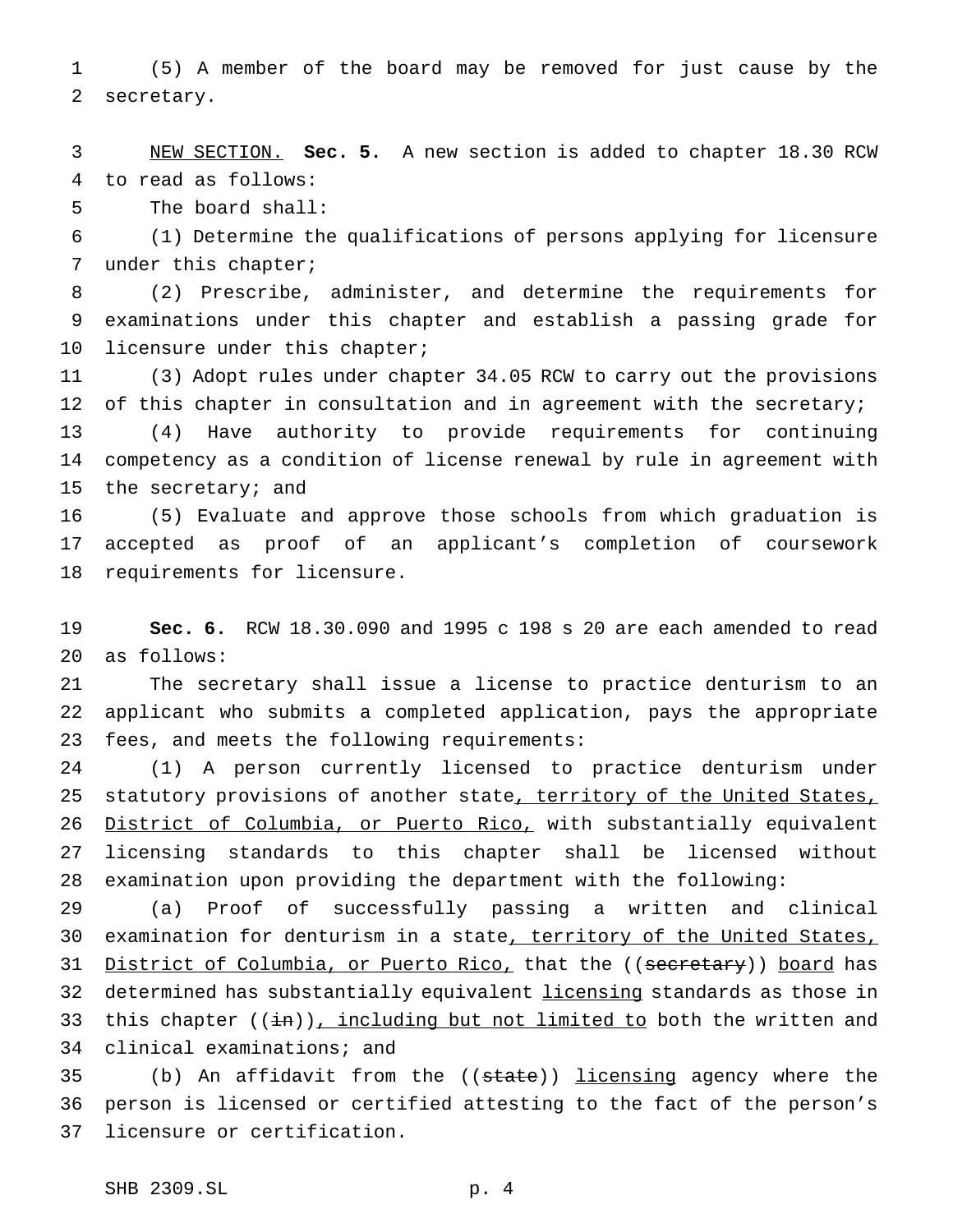(5) A member of the board may be removed for just cause by the secretary.

NEW SECTION. **Sec. 5.** A new section is added to chapter 18.30 RCW to read as follows:

The board shall:

(1) Determine the qualifications of persons applying for licensure under this chapter;

(2) Prescribe, administer, and determine the requirements for examinations under this chapter and establish a passing grade for licensure under this chapter;

(3) Adopt rules under chapter 34.05 RCW to carry out the provisions of this chapter in consultation and in agreement with the secretary;

(4) Have authority to provide requirements for continuing competency as a condition of license renewal by rule in agreement with the secretary; and

(5) Evaluate and approve those schools from which graduation is accepted as proof of an applicant's completion of coursework requirements for licensure.

**Sec. 6.** RCW 18.30.090 and 1995 c 198 s 20 are each amended to read as follows:

The secretary shall issue a license to practice denturism to an applicant who submits a completed application, pays the appropriate fees, and meets the following requirements:

(1) A person currently licensed to practice denturism under statutory provisions of another state, territory of the United States, District of Columbia, or Puerto Rico, with substantially equivalent licensing standards to this chapter shall be licensed without examination upon providing the department with the following:

(a) Proof of successfully passing a written and clinical examination for denturism in a state, territory of the United States, District of Columbia, or Puerto Rico, that the ((~~secretary~~)) board has determined has substantially equivalent licensing standards as those in this chapter ((~~in~~)), including but not limited to both the written and clinical examinations; and

(b) An affidavit from the ((~~state~~)) licensing agency where the person is licensed or certified attesting to the fact of the person's licensure or certification.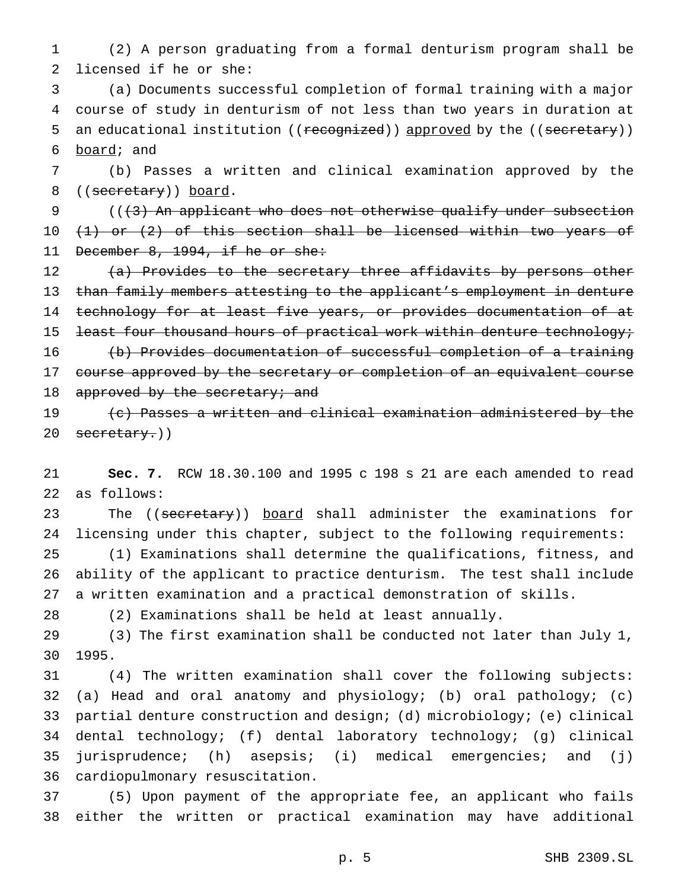(2) A person graduating from a formal denturism program shall be licensed if he or she:

(a) Documents successful completion of formal training with a major course of study in denturism of not less than two years in duration at an educational institution ((~~recognized~~)) <u>approved</u> by the ((~~secretary~~)) <u>board</u>; and

(b) Passes a written and clinical examination approved by the ((~~secretary~~)) <u>board</u>.

((~~(3) An applicant who does not otherwise qualify under subsection (1) or (2) of this section shall be licensed within two years of December 8, 1994, if he or she:~~

~~(a) Provides to the secretary three affidavits by persons other than family members attesting to the applicant's employment in denture technology for at least five years, or provides documentation of at least four thousand hours of practical work within denture technology;~~

~~(b) Provides documentation of successful completion of a training course approved by the secretary or completion of an equivalent course approved by the secretary; and~~

~~(c) Passes a written and clinical examination administered by the secretary.~~))

**Sec. 7.** RCW 18.30.100 and 1995 c 198 s 21 are each amended to read as follows:

The ((~~secretary~~)) <u>board</u> shall administer the examinations for licensing under this chapter, subject to the following requirements:

(1) Examinations shall determine the qualifications, fitness, and ability of the applicant to practice denturism. The test shall include a written examination and a practical demonstration of skills.

(2) Examinations shall be held at least annually.

(3) The first examination shall be conducted not later than July 1, 1995.

(4) The written examination shall cover the following subjects: (a) Head and oral anatomy and physiology; (b) oral pathology; (c) partial denture construction and design; (d) microbiology; (e) clinical dental technology; (f) dental laboratory technology; (g) clinical jurisprudence; (h) asepsis; (i) medical emergencies; and (j) cardiopulmonary resuscitation.

(5) Upon payment of the appropriate fee, an applicant who fails either the written or practical examination may have additional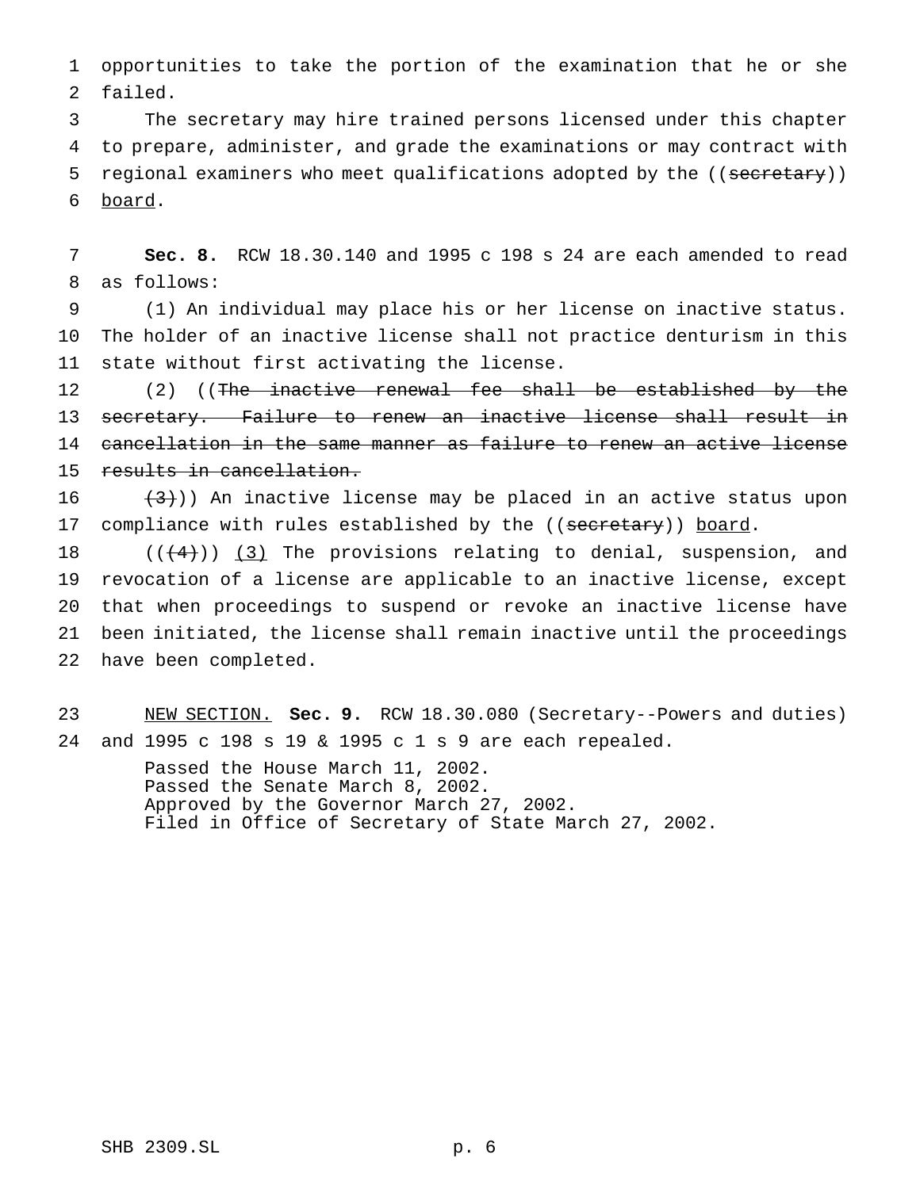opportunities to take the portion of the examination that he or she failed.

The secretary may hire trained persons licensed under this chapter to prepare, administer, and grade the examinations or may contract with regional examiners who meet qualifications adopted by the ((~~secretary~~)) <u>board</u>.

**Sec. 8.** RCW 18.30.140 and 1995 c 198 s 24 are each amended to read as follows:

(1) An individual may place his or her license on inactive status. The holder of an inactive license shall not practice denturism in this state without first activating the license.

(2) ((~~The inactive renewal fee shall be established by the secretary. Failure to renew an inactive license shall result in cancellation in the same manner as failure to renew an active license results in cancellation.~~

~~(3)~~)) An inactive license may be placed in an active status upon compliance with rules established by the ((~~secretary~~)) <u>board</u>.

((~~(4)~~)) <u>(3)</u> The provisions relating to denial, suspension, and revocation of a license are applicable to an inactive license, except that when proceedings to suspend or revoke an inactive license have been initiated, the license shall remain inactive until the proceedings have been completed.

<u>NEW SECTION.</u> **Sec. 9.** RCW 18.30.080 (Secretary--Powers and duties) and 1995 c 198 s 19 & 1995 c 1 s 9 are each repealed.

Passed the House March 11, 2002.
Passed the Senate March 8, 2002.
Approved by the Governor March 27, 2002.
Filed in Office of Secretary of State March 27, 2002.